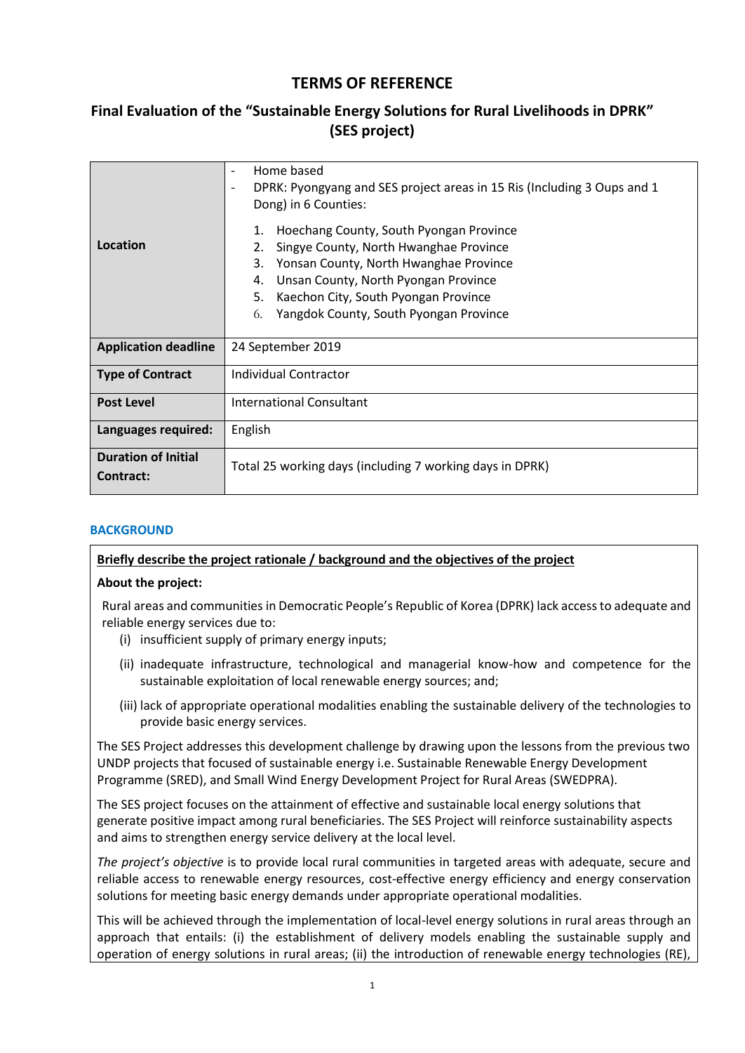# TERMS OF REFERENCE

## Final Evaluation of the "Sustainable Energy Solutions for Rural Livelihoods in DPRK" (SES project)

| | |
|---|---|
| **Location** | - Home based<br>- DPRK: Pyongyang and SES project areas in 15 Ris (Including 3 Oups and 1 Dong) in 6 Counties:<br>1. Hoechang County, South Pyongan Province<br>2. Singye County, North Hwanghae Province<br>3. Yonsan County, North Hwanghae Province<br>4. Unsan County, North Pyongan Province<br>5. Kaechon City, South Pyongan Province<br>6. Yangdok County, South Pyongan Province |
| **Application deadline** | 24 September 2019 |
| **Type of Contract** | Individual Contractor |
| **Post Level** | International Consultant |
| **Languages required:** | English |
| **Duration of Initial Contract:** | Total 25 working days (including 7 working days in DPRK) |

### BACKGROUND

**Briefly describe the project rationale / background and the objectives of the project**

**About the project:**

Rural areas and communities in Democratic People's Republic of Korea (DPRK) lack access to adequate and reliable energy services due to:

(i) insufficient supply of primary energy inputs;

(ii) inadequate infrastructure, technological and managerial know-how and competence for the sustainable exploitation of local renewable energy sources; and;

(iii) lack of appropriate operational modalities enabling the sustainable delivery of the technologies to provide basic energy services.

The SES Project addresses this development challenge by drawing upon the lessons from the previous two UNDP projects that focused of sustainable energy i.e. Sustainable Renewable Energy Development Programme (SRED), and Small Wind Energy Development Project for Rural Areas (SWEDPRA).

The SES project focuses on the attainment of effective and sustainable local energy solutions that generate positive impact among rural beneficiaries. The SES Project will reinforce sustainability aspects and aims to strengthen energy service delivery at the local level.

*The project's objective* is to provide local rural communities in targeted areas with adequate, secure and reliable access to renewable energy resources, cost-effective energy efficiency and energy conservation solutions for meeting basic energy demands under appropriate operational modalities.

This will be achieved through the implementation of local-level energy solutions in rural areas through an approach that entails: (i) the establishment of delivery models enabling the sustainable supply and operation of energy solutions in rural areas; (ii) the introduction of renewable energy technologies (RE),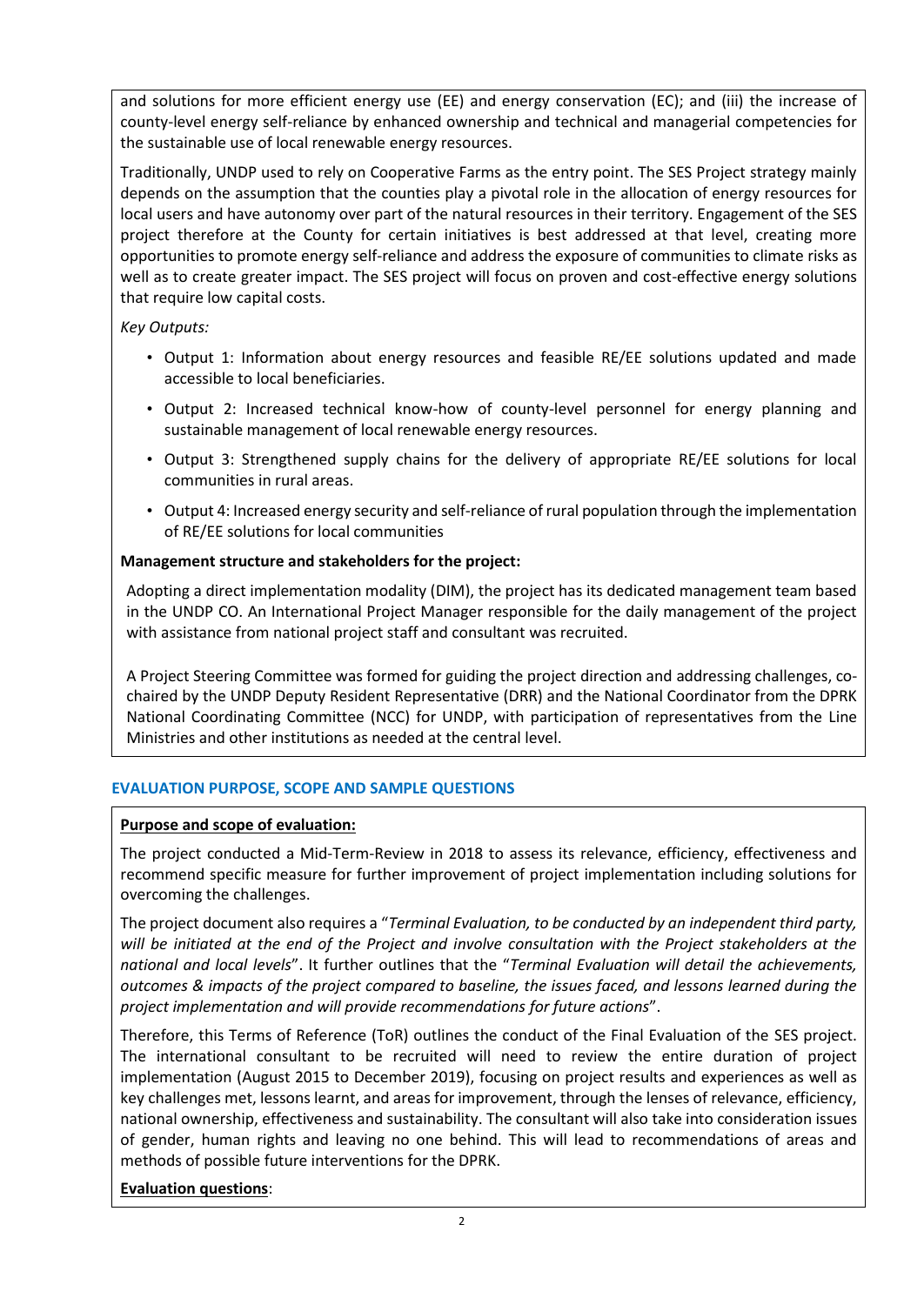and solutions for more efficient energy use (EE) and energy conservation (EC); and (iii) the increase of county-level energy self-reliance by enhanced ownership and technical and managerial competencies for the sustainable use of local renewable energy resources.

Traditionally, UNDP used to rely on Cooperative Farms as the entry point. The SES Project strategy mainly depends on the assumption that the counties play a pivotal role in the allocation of energy resources for local users and have autonomy over part of the natural resources in their territory. Engagement of the SES project therefore at the County for certain initiatives is best addressed at that level, creating more opportunities to promote energy self-reliance and address the exposure of communities to climate risks as well as to create greater impact. The SES project will focus on proven and cost-effective energy solutions that require low capital costs.

*Key Outputs:*

- Output 1: Information about energy resources and feasible RE/EE solutions updated and made accessible to local beneficiaries.
- Output 2: Increased technical know-how of county-level personnel for energy planning and sustainable management of local renewable energy resources.
- Output 3: Strengthened supply chains for the delivery of appropriate RE/EE solutions for local communities in rural areas.
- Output 4: Increased energy security and self-reliance of rural population through the implementation of RE/EE solutions for local communities

**Management structure and stakeholders for the project:**

Adopting a direct implementation modality (DIM), the project has its dedicated management team based in the UNDP CO. An International Project Manager responsible for the daily management of the project with assistance from national project staff and consultant was recruited.

A Project Steering Committee was formed for guiding the project direction and addressing challenges, co-chaired by the UNDP Deputy Resident Representative (DRR) and the National Coordinator from the DPRK National Coordinating Committee (NCC) for UNDP, with participation of representatives from the Line Ministries and other institutions as needed at the central level.

## EVALUATION PURPOSE, SCOPE AND SAMPLE QUESTIONS

**Purpose and scope of evaluation:**

The project conducted a Mid-Term-Review in 2018 to assess its relevance, efficiency, effectiveness and recommend specific measure for further improvement of project implementation including solutions for overcoming the challenges.

The project document also requires a "*Terminal Evaluation, to be conducted by an independent third party, will be initiated at the end of the Project and involve consultation with the Project stakeholders at the national and local levels*". It further outlines that the "*Terminal Evaluation will detail the achievements, outcomes & impacts of the project compared to baseline, the issues faced, and lessons learned during the project implementation and will provide recommendations for future actions*".

Therefore, this Terms of Reference (ToR) outlines the conduct of the Final Evaluation of the SES project. The international consultant to be recruited will need to review the entire duration of project implementation (August 2015 to December 2019), focusing on project results and experiences as well as key challenges met, lessons learnt, and areas for improvement, through the lenses of relevance, efficiency, national ownership, effectiveness and sustainability. The consultant will also take into consideration issues of gender, human rights and leaving no one behind. This will lead to recommendations of areas and methods of possible future interventions for the DPRK.

**Evaluation questions**: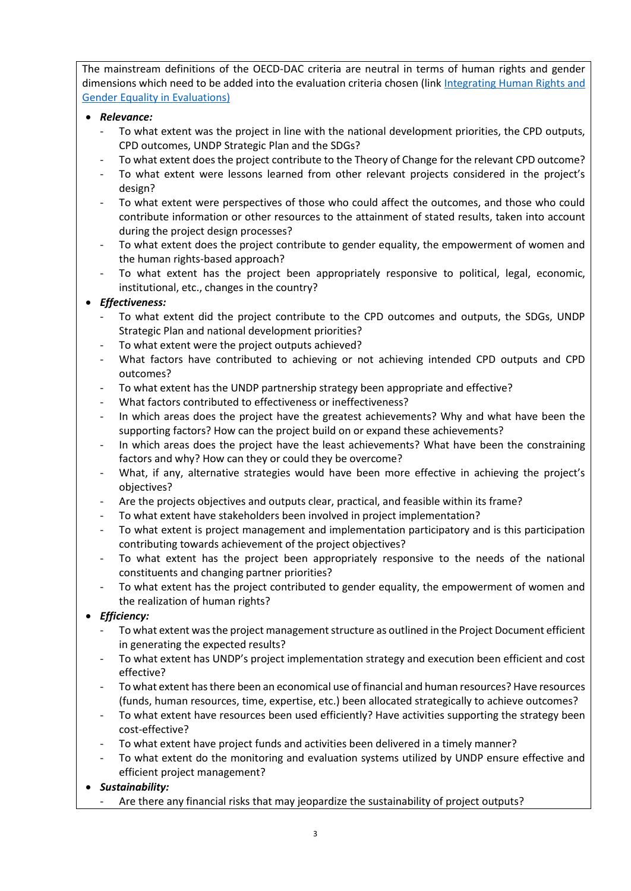The mainstream definitions of the OECD-DAC criteria are neutral in terms of human rights and gender dimensions which need to be added into the evaluation criteria chosen (link [Integrating Human Rights and Gender Equality in Evaluations)](#)

- ***Relevance:***
    - To what extent was the project in line with the national development priorities, the CPD outputs, CPD outcomes, UNDP Strategic Plan and the SDGs?
    - To what extent does the project contribute to the Theory of Change for the relevant CPD outcome?
    - To what extent were lessons learned from other relevant projects considered in the project's design?
    - To what extent were perspectives of those who could affect the outcomes, and those who could contribute information or other resources to the attainment of stated results, taken into account during the project design processes?
    - To what extent does the project contribute to gender equality, the empowerment of women and the human rights-based approach?
    - To what extent has the project been appropriately responsive to political, legal, economic, institutional, etc., changes in the country?
- ***Effectiveness:***
    - To what extent did the project contribute to the CPD outcomes and outputs, the SDGs, UNDP Strategic Plan and national development priorities?
    - To what extent were the project outputs achieved?
    - What factors have contributed to achieving or not achieving intended CPD outputs and CPD outcomes?
    - To what extent has the UNDP partnership strategy been appropriate and effective?
    - What factors contributed to effectiveness or ineffectiveness?
    - In which areas does the project have the greatest achievements? Why and what have been the supporting factors? How can the project build on or expand these achievements?
    - In which areas does the project have the least achievements? What have been the constraining factors and why? How can they or could they be overcome?
    - What, if any, alternative strategies would have been more effective in achieving the project's objectives?
    - Are the projects objectives and outputs clear, practical, and feasible within its frame?
    - To what extent have stakeholders been involved in project implementation?
    - To what extent is project management and implementation participatory and is this participation contributing towards achievement of the project objectives?
    - To what extent has the project been appropriately responsive to the needs of the national constituents and changing partner priorities?
    - To what extent has the project contributed to gender equality, the empowerment of women and the realization of human rights?
- ***Efficiency:***
    - To what extent was the project management structure as outlined in the Project Document efficient in generating the expected results?
    - To what extent has UNDP's project implementation strategy and execution been efficient and cost effective?
    - To what extent has there been an economical use of financial and human resources? Have resources (funds, human resources, time, expertise, etc.) been allocated strategically to achieve outcomes?
    - To what extent have resources been used efficiently? Have activities supporting the strategy been cost-effective?
    - To what extent have project funds and activities been delivered in a timely manner?
    - To what extent do the monitoring and evaluation systems utilized by UNDP ensure effective and efficient project management?
- ***Sustainability:***
    - Are there any financial risks that may jeopardize the sustainability of project outputs?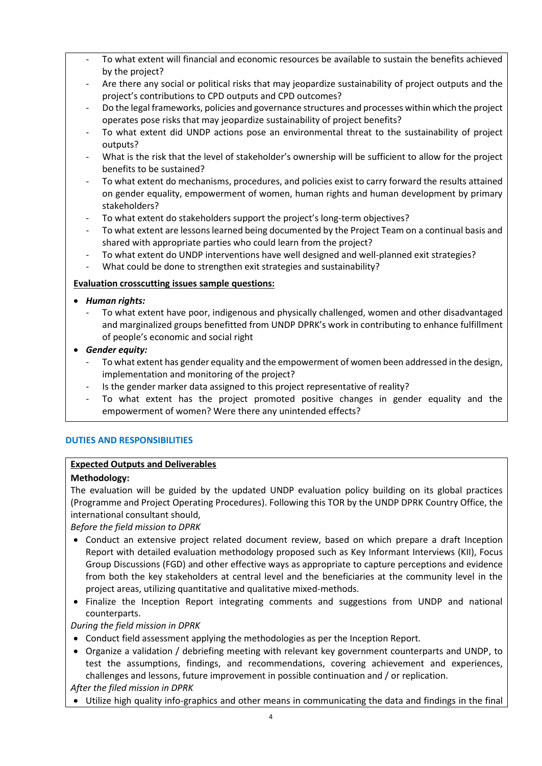- To what extent will financial and economic resources be available to sustain the benefits achieved by the project?
- Are there any social or political risks that may jeopardize sustainability of project outputs and the project's contributions to CPD outputs and CPD outcomes?
- Do the legal frameworks, policies and governance structures and processes within which the project operates pose risks that may jeopardize sustainability of project benefits?
- To what extent did UNDP actions pose an environmental threat to the sustainability of project outputs?
- What is the risk that the level of stakeholder's ownership will be sufficient to allow for the project benefits to be sustained?
- To what extent do mechanisms, procedures, and policies exist to carry forward the results attained on gender equality, empowerment of women, human rights and human development by primary stakeholders?
- To what extent do stakeholders support the project's long-term objectives?
- To what extent are lessons learned being documented by the Project Team on a continual basis and shared with appropriate parties who could learn from the project?
- To what extent do UNDP interventions have well designed and well-planned exit strategies?
- What could be done to strengthen exit strategies and sustainability?

**Evaluation crosscutting issues sample questions:**

- ***Human rights:***
  - To what extent have poor, indigenous and physically challenged, women and other disadvantaged and marginalized groups benefitted from UNDP DPRK's work in contributing to enhance fulfillment of people's economic and social right
- ***Gender equity:***
  - To what extent has gender equality and the empowerment of women been addressed in the design, implementation and monitoring of the project?
  - Is the gender marker data assigned to this project representative of reality?
  - To what extent has the project promoted positive changes in gender equality and the empowerment of women? Were there any unintended effects?

## DUTIES AND RESPONSIBILITIES

**Expected Outputs and Deliverables**

**Methodology:**

The evaluation will be guided by the updated UNDP evaluation policy building on its global practices (Programme and Project Operating Procedures). Following this TOR by the UNDP DPRK Country Office, the international consultant should,

*Before the field mission to DPRK*

- Conduct an extensive project related document review, based on which prepare a draft Inception Report with detailed evaluation methodology proposed such as Key Informant Interviews (KII), Focus Group Discussions (FGD) and other effective ways as appropriate to capture perceptions and evidence from both the key stakeholders at central level and the beneficiaries at the community level in the project areas, utilizing quantitative and qualitative mixed-methods.
- Finalize the Inception Report integrating comments and suggestions from UNDP and national counterparts.

*During the field mission in DPRK*

- Conduct field assessment applying the methodologies as per the Inception Report.
- Organize a validation / debriefing meeting with relevant key government counterparts and UNDP, to test the assumptions, findings, and recommendations, covering achievement and experiences, challenges and lessons, future improvement in possible continuation and / or replication.

*After the filed mission in DPRK*

- Utilize high quality info-graphics and other means in communicating the data and findings in the final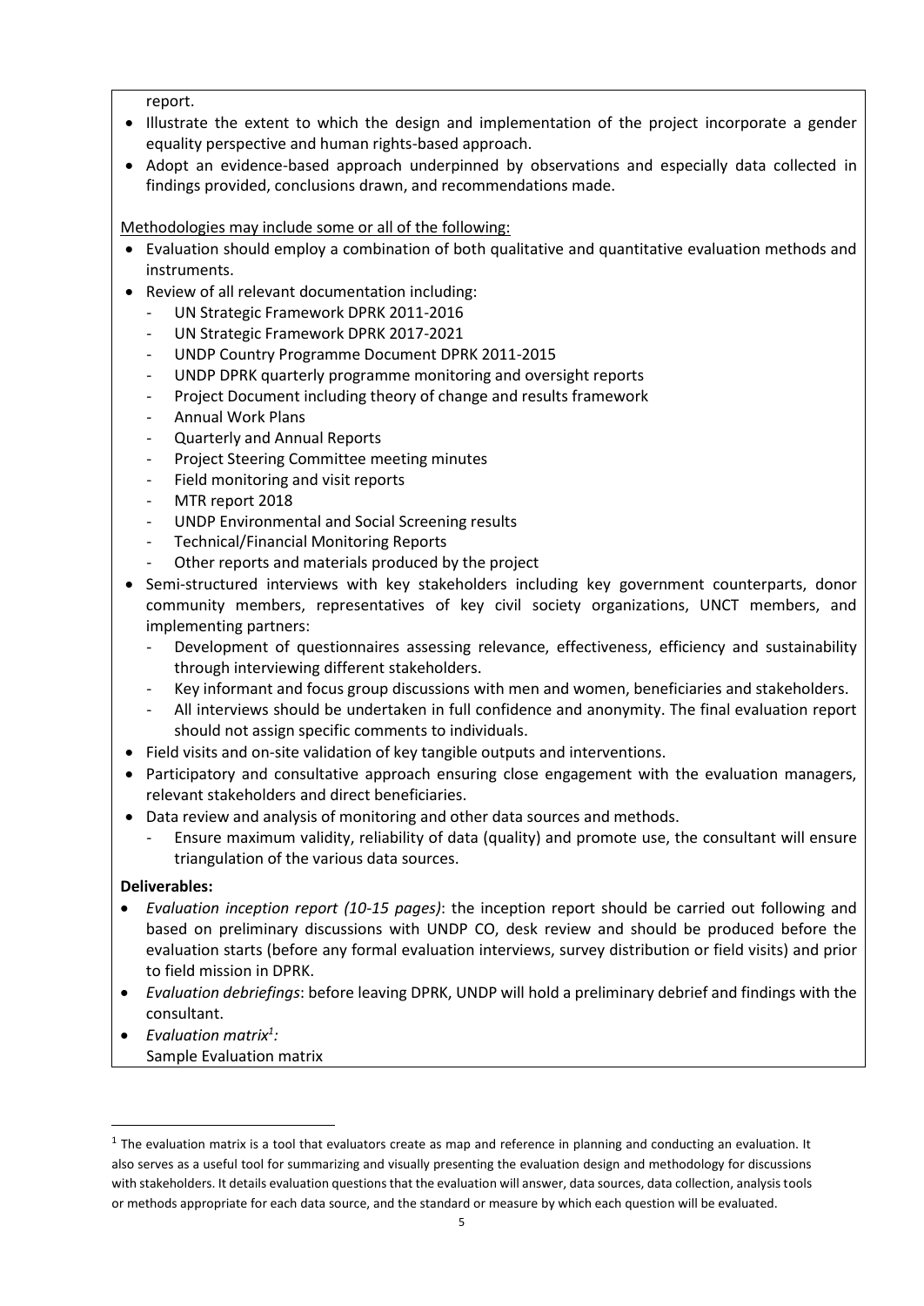report.

- Illustrate the extent to which the design and implementation of the project incorporate a gender equality perspective and human rights-based approach.
- Adopt an evidence-based approach underpinned by observations and especially data collected in findings provided, conclusions drawn, and recommendations made.

Methodologies may include some or all of the following:

- Evaluation should employ a combination of both qualitative and quantitative evaluation methods and instruments.
- Review of all relevant documentation including:
  - UN Strategic Framework DPRK 2011-2016
  - UN Strategic Framework DPRK 2017-2021
  - UNDP Country Programme Document DPRK 2011-2015
  - UNDP DPRK quarterly programme monitoring and oversight reports
  - Project Document including theory of change and results framework
  - Annual Work Plans
  - Quarterly and Annual Reports
  - Project Steering Committee meeting minutes
  - Field monitoring and visit reports
  - MTR report 2018
  - UNDP Environmental and Social Screening results
  - Technical/Financial Monitoring Reports
  - Other reports and materials produced by the project
- Semi-structured interviews with key stakeholders including key government counterparts, donor community members, representatives of key civil society organizations, UNCT members, and implementing partners:
  - Development of questionnaires assessing relevance, effectiveness, efficiency and sustainability through interviewing different stakeholders.
  - Key informant and focus group discussions with men and women, beneficiaries and stakeholders.
  - All interviews should be undertaken in full confidence and anonymity. The final evaluation report should not assign specific comments to individuals.
- Field visits and on-site validation of key tangible outputs and interventions.
- Participatory and consultative approach ensuring close engagement with the evaluation managers, relevant stakeholders and direct beneficiaries.
- Data review and analysis of monitoring and other data sources and methods.
  - Ensure maximum validity, reliability of data (quality) and promote use, the consultant will ensure triangulation of the various data sources.

**Deliverables:**

- *Evaluation inception report (10-15 pages)*: the inception report should be carried out following and based on preliminary discussions with UNDP CO, desk review and should be produced before the evaluation starts (before any formal evaluation interviews, survey distribution or field visits) and prior to field mission in DPRK.
- *Evaluation debriefings*: before leaving DPRK, UNDP will hold a preliminary debrief and findings with the consultant.
- *Evaluation matrix[1]:*
  Sample Evaluation matrix

[1] The evaluation matrix is a tool that evaluators create as map and reference in planning and conducting an evaluation. It also serves as a useful tool for summarizing and visually presenting the evaluation design and methodology for discussions with stakeholders. It details evaluation questions that the evaluation will answer, data sources, data collection, analysis tools or methods appropriate for each data source, and the standard or measure by which each question will be evaluated.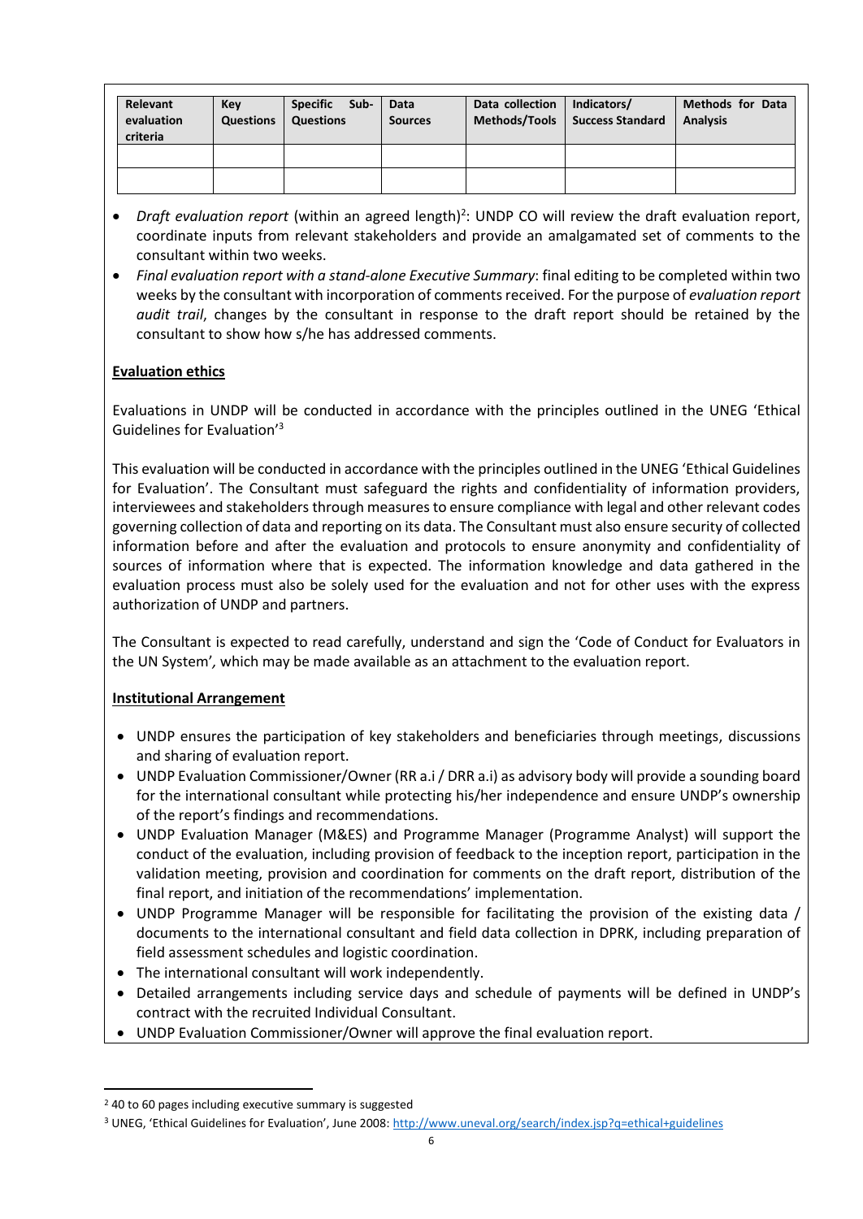| Relevant evaluation criteria | Key Questions | Specific Sub-Questions | Data Sources | Data collection Methods/Tools | Indicators/ Success Standard | Methods for Data Analysis |
|---|---|---|---|---|---|---|
| | | | | | | |
| | | | | | | |

- *Draft evaluation report* (within an agreed length)[2]: UNDP CO will review the draft evaluation report, coordinate inputs from relevant stakeholders and provide an amalgamated set of comments to the consultant within two weeks.
- *Final evaluation report with a stand-alone Executive Summary*: final editing to be completed within two weeks by the consultant with incorporation of comments received. For the purpose of *evaluation report audit trail*, changes by the consultant in response to the draft report should be retained by the consultant to show how s/he has addressed comments.

**Evaluation ethics**

Evaluations in UNDP will be conducted in accordance with the principles outlined in the UNEG 'Ethical Guidelines for Evaluation'[3]

This evaluation will be conducted in accordance with the principles outlined in the UNEG 'Ethical Guidelines for Evaluation'. The Consultant must safeguard the rights and confidentiality of information providers, interviewees and stakeholders through measures to ensure compliance with legal and other relevant codes governing collection of data and reporting on its data. The Consultant must also ensure security of collected information before and after the evaluation and protocols to ensure anonymity and confidentiality of sources of information where that is expected. The information knowledge and data gathered in the evaluation process must also be solely used for the evaluation and not for other uses with the express authorization of UNDP and partners.

The Consultant is expected to read carefully, understand and sign the 'Code of Conduct for Evaluators in the UN System', which may be made available as an attachment to the evaluation report.

**Institutional Arrangement**

- UNDP ensures the participation of key stakeholders and beneficiaries through meetings, discussions and sharing of evaluation report.
- UNDP Evaluation Commissioner/Owner (RR a.i / DRR a.i) as advisory body will provide a sounding board for the international consultant while protecting his/her independence and ensure UNDP's ownership of the report's findings and recommendations.
- UNDP Evaluation Manager (M&ES) and Programme Manager (Programme Analyst) will support the conduct of the evaluation, including provision of feedback to the inception report, participation in the validation meeting, provision and coordination for comments on the draft report, distribution of the final report, and initiation of the recommendations' implementation.
- UNDP Programme Manager will be responsible for facilitating the provision of the existing data / documents to the international consultant and field data collection in DPRK, including preparation of field assessment schedules and logistic coordination.
- The international consultant will work independently.
- Detailed arrangements including service days and schedule of payments will be defined in UNDP's contract with the recruited Individual Consultant.
- UNDP Evaluation Commissioner/Owner will approve the final evaluation report.

[2] 40 to 60 pages including executive summary is suggested

[3] UNEG, 'Ethical Guidelines for Evaluation', June 2008: http://www.uneval.org/search/index.jsp?q=ethical+guidelines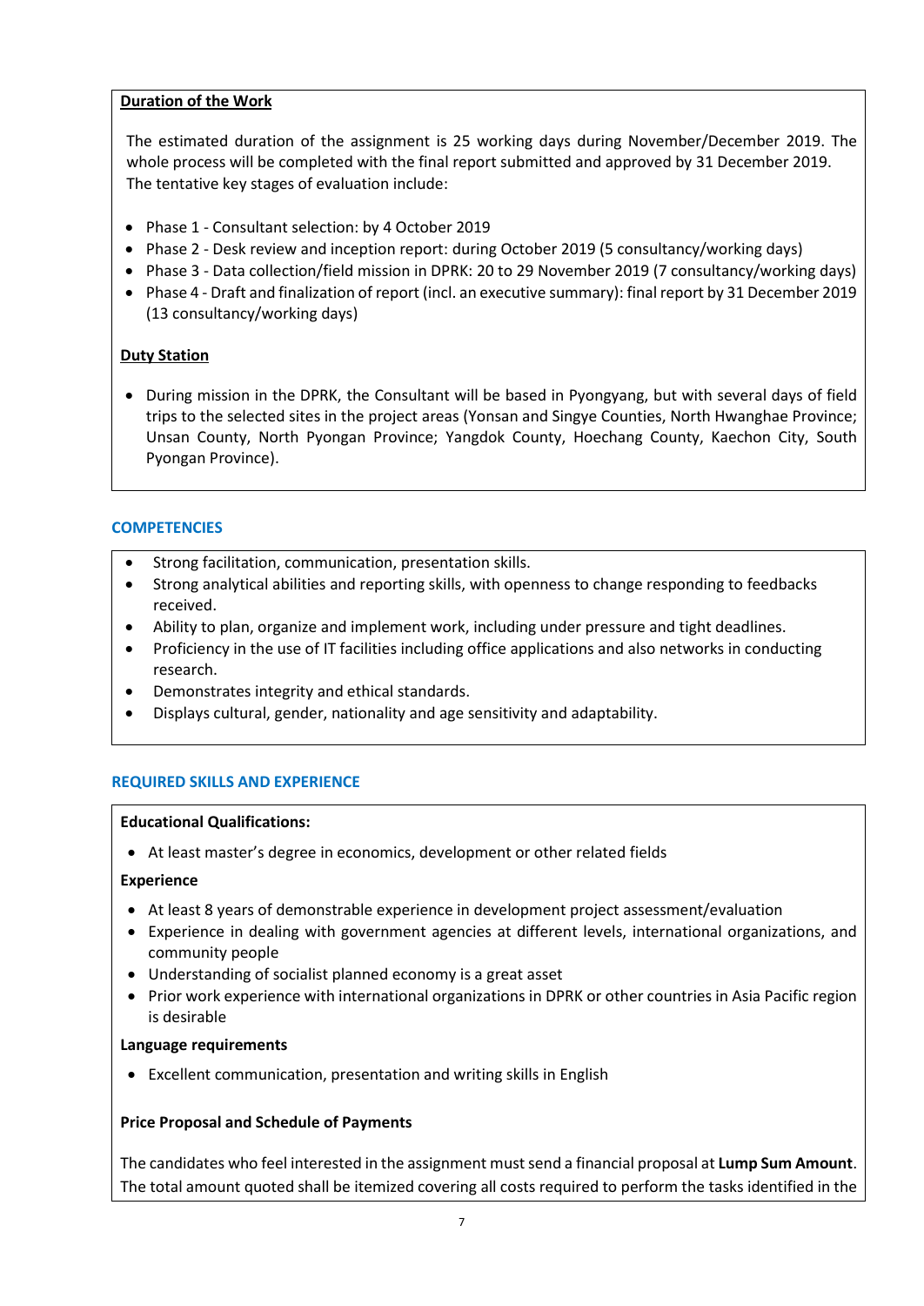**Duration of the Work**

The estimated duration of the assignment is 25 working days during November/December 2019. The whole process will be completed with the final report submitted and approved by 31 December 2019. The tentative key stages of evaluation include:

- Phase 1 - Consultant selection: by 4 October 2019
- Phase 2 - Desk review and inception report: during October 2019 (5 consultancy/working days)
- Phase 3 - Data collection/field mission in DPRK: 20 to 29 November 2019 (7 consultancy/working days)
- Phase 4 - Draft and finalization of report (incl. an executive summary): final report by 31 December 2019 (13 consultancy/working days)

**Duty Station**

- During mission in the DPRK, the Consultant will be based in Pyongyang, but with several days of field trips to the selected sites in the project areas (Yonsan and Singye Counties, North Hwanghae Province; Unsan County, North Pyongan Province; Yangdok County, Hoechang County, Kaechon City, South Pyongan Province).

## COMPETENCIES

- Strong facilitation, communication, presentation skills.
- Strong analytical abilities and reporting skills, with openness to change responding to feedbacks received.
- Ability to plan, organize and implement work, including under pressure and tight deadlines.
- Proficiency in the use of IT facilities including office applications and also networks in conducting research.
- Demonstrates integrity and ethical standards.
- Displays cultural, gender, nationality and age sensitivity and adaptability.

## REQUIRED SKILLS AND EXPERIENCE

**Educational Qualifications:**

- At least master's degree in economics, development or other related fields

**Experience**

- At least 8 years of demonstrable experience in development project assessment/evaluation
- Experience in dealing with government agencies at different levels, international organizations, and community people
- Understanding of socialist planned economy is a great asset
- Prior work experience with international organizations in DPRK or other countries in Asia Pacific region is desirable

**Language requirements**

- Excellent communication, presentation and writing skills in English

**Price Proposal and Schedule of Payments**

The candidates who feel interested in the assignment must send a financial proposal at **Lump Sum Amount**. The total amount quoted shall be itemized covering all costs required to perform the tasks identified in the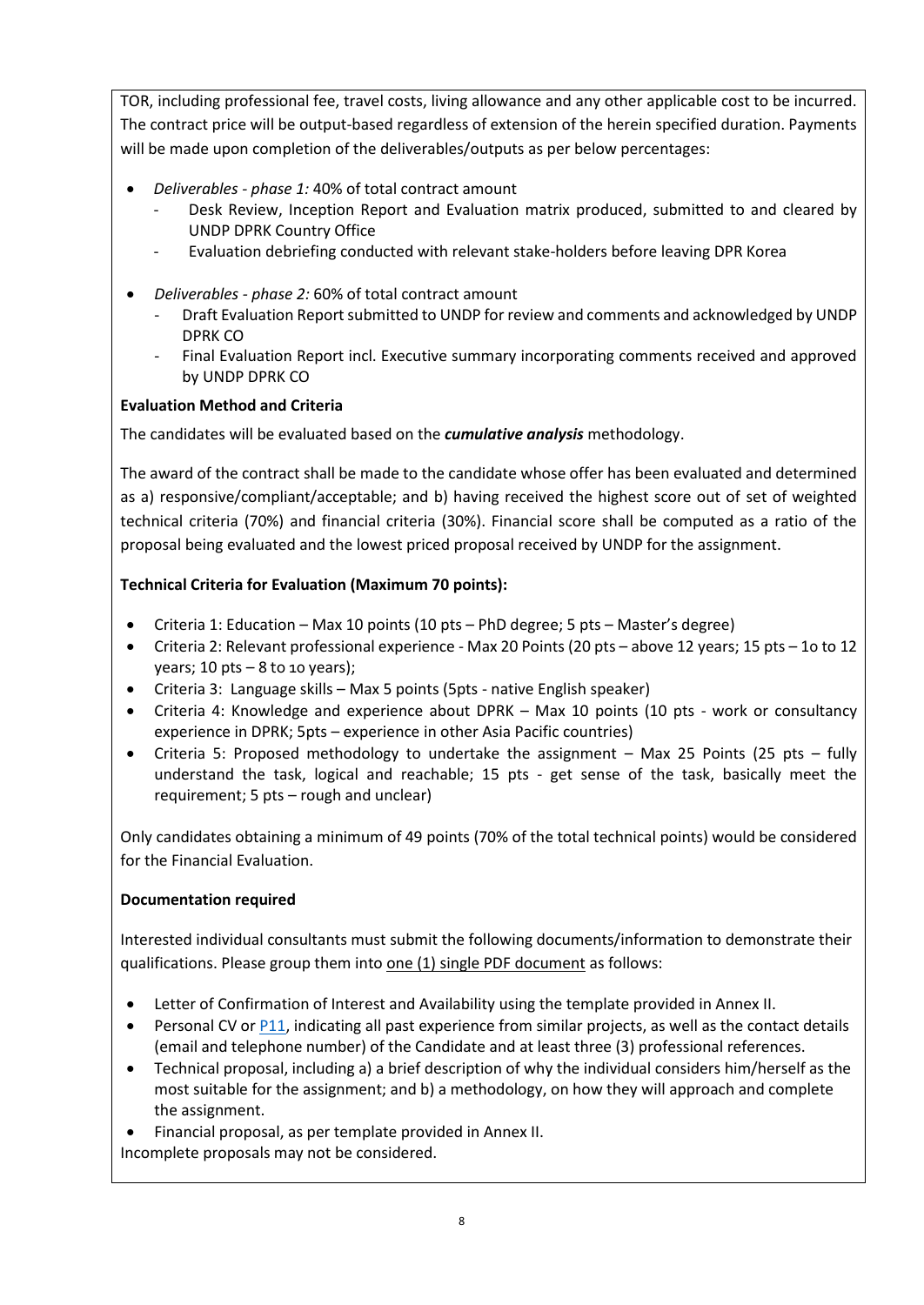TOR, including professional fee, travel costs, living allowance and any other applicable cost to be incurred. The contract price will be output-based regardless of extension of the herein specified duration. Payments will be made upon completion of the deliverables/outputs as per below percentages:

- *Deliverables - phase 1:* 40% of total contract amount
  - Desk Review, Inception Report and Evaluation matrix produced, submitted to and cleared by UNDP DPRK Country Office
  - Evaluation debriefing conducted with relevant stake-holders before leaving DPR Korea
- *Deliverables - phase 2:* 60% of total contract amount
  - Draft Evaluation Report submitted to UNDP for review and comments and acknowledged by UNDP DPRK CO
  - Final Evaluation Report incl. Executive summary incorporating comments received and approved by UNDP DPRK CO

**Evaluation Method and Criteria**

The candidates will be evaluated based on the ***cumulative analysis*** methodology.

The award of the contract shall be made to the candidate whose offer has been evaluated and determined as a) responsive/compliant/acceptable; and b) having received the highest score out of set of weighted technical criteria (70%) and financial criteria (30%). Financial score shall be computed as a ratio of the proposal being evaluated and the lowest priced proposal received by UNDP for the assignment.

**Technical Criteria for Evaluation (Maximum 70 points):**

- Criteria 1: Education – Max 10 points (10 pts – PhD degree; 5 pts – Master's degree)
- Criteria 2: Relevant professional experience - Max 20 Points (20 pts – above 12 years; 15 pts – 1o to 12 years; 10 pts – 8 to 1o years);
- Criteria 3: Language skills – Max 5 points (5pts - native English speaker)
- Criteria 4: Knowledge and experience about DPRK – Max 10 points (10 pts - work or consultancy experience in DPRK; 5pts – experience in other Asia Pacific countries)
- Criteria 5: Proposed methodology to undertake the assignment – Max 25 Points (25 pts – fully understand the task, logical and reachable; 15 pts - get sense of the task, basically meet the requirement; 5 pts – rough and unclear)

Only candidates obtaining a minimum of 49 points (70% of the total technical points) would be considered for the Financial Evaluation.

**Documentation required**

Interested individual consultants must submit the following documents/information to demonstrate their qualifications. Please group them into <u>one (1) single PDF document</u> as follows:

- Letter of Confirmation of Interest and Availability using the template provided in Annex II.
- Personal CV or P11, indicating all past experience from similar projects, as well as the contact details (email and telephone number) of the Candidate and at least three (3) professional references.
- Technical proposal, including a) a brief description of why the individual considers him/herself as the most suitable for the assignment; and b) a methodology, on how they will approach and complete the assignment.
- Financial proposal, as per template provided in Annex II.

Incomplete proposals may not be considered.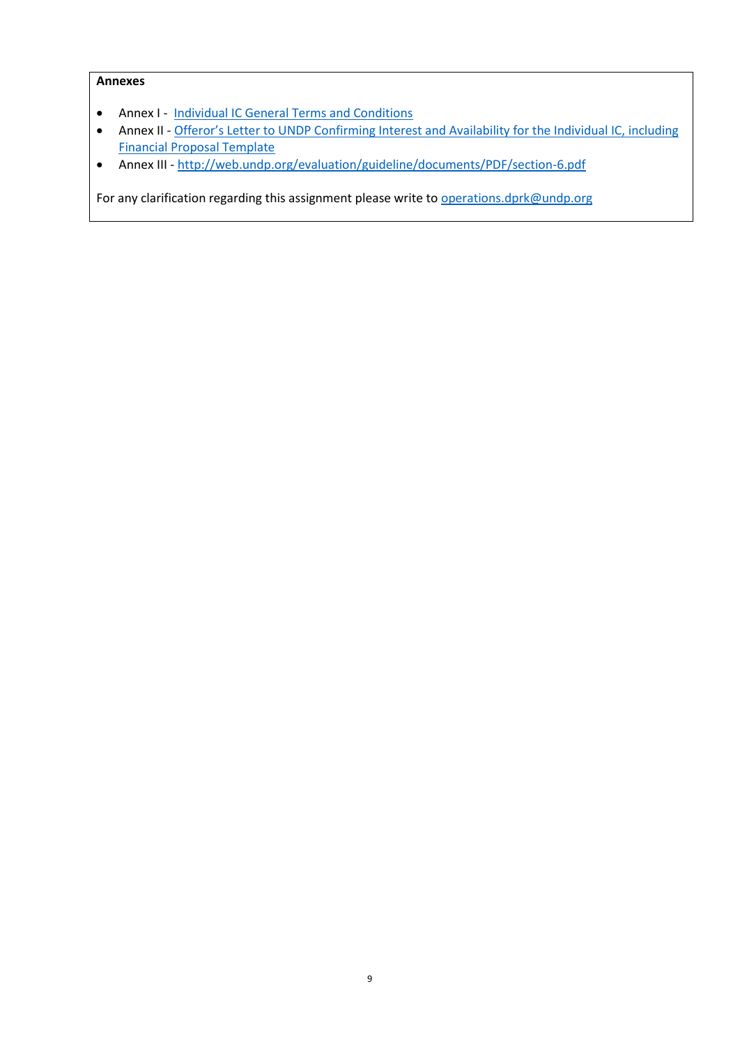**Annexes**

- Annex I - Individual IC General Terms and Conditions
- Annex II - Offeror's Letter to UNDP Confirming Interest and Availability for the Individual IC, including Financial Proposal Template
- Annex III - http://web.undp.org/evaluation/guideline/documents/PDF/section-6.pdf

For any clarification regarding this assignment please write to operations.dprk@undp.org